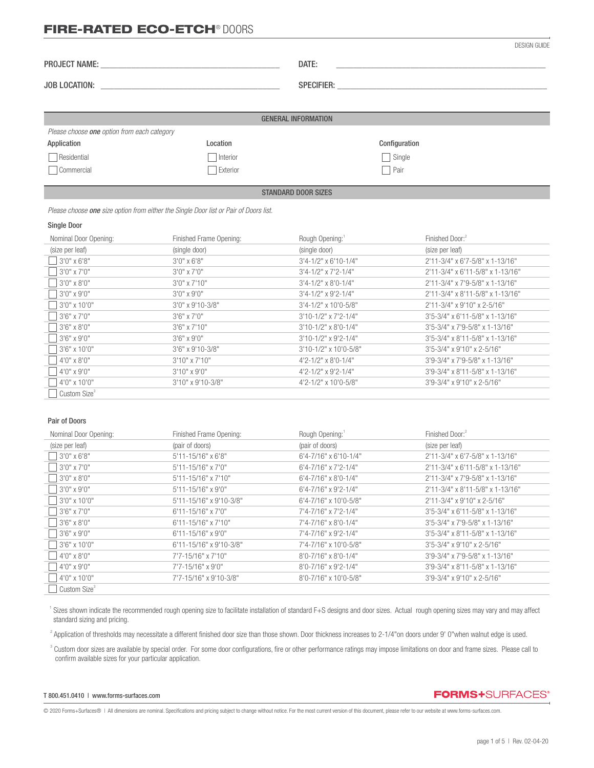# FIRE-RATED ECO-ETCH® DOORS

DESIGN GUIDE

PROJECT NAME: ______________________ DATE: ______________________

JOB LOCATION: ______________________ SPECIFIER: ______________________

## GENERAL INFORMATION

*Please choose **one** option from each category*

| Application | Location | Configuration |
|---|---|---|
| ☐ Residential | ☐ Interior | ☐ Single |
| ☐ Commercial | ☐ Exterior | ☐ Pair |

## STANDARD DOOR SIZES

*Please choose **one** size option from either the Single Door list or Pair of Doors list.*

### Single Door

| Nominal Door Opening: (size per leaf) | Finished Frame Opening: (single door) | Rough Opening:[1] (single door) | Finished Door:[2] (size per leaf) |
|---|---|---|---|
| ☐ 3'0" x 6'8" | 3'0" x 6'8" | 3'4-1/2" x 6'10-1/4" | 2'11-3/4" x 6'7-5/8" x 1-13/16" |
| ☐ 3'0" x 7'0" | 3'0" x 7'0" | 3'4-1/2" x 7'2-1/4" | 2'11-3/4" x 6'11-5/8" x 1-13/16" |
| ☐ 3'0" x 8'0" | 3'0" x 7'10" | 3'4-1/2" x 8'0-1/4" | 2'11-3/4" x 7'9-5/8" x 1-13/16" |
| ☐ 3'0" x 9'0" | 3'0" x 9'0" | 3'4-1/2" x 9'2-1/4" | 2'11-3/4" x 8'11-5/8" x 1-13/16" |
| ☐ 3'0" x 10'0" | 3'0" x 9'10-3/8" | 3'4-1/2" x 10'0-5/8" | 2'11-3/4" x 9'10" x 2-5/16" |
| ☐ 3'6" x 7'0" | 3'6" x 7'0" | 3'10-1/2" x 7'2-1/4" | 3'5-3/4" x 6'11-5/8" x 1-13/16" |
| ☐ 3'6" x 8'0" | 3'6" x 7'10" | 3'10-1/2" x 8'0-1/4" | 3'5-3/4" x 7'9-5/8" x 1-13/16" |
| ☐ 3'6" x 9'0" | 3'6" x 9'0" | 3'10-1/2" x 9'2-1/4" | 3'5-3/4" x 8'11-5/8" x 1-13/16" |
| ☐ 3'6" x 10'0" | 3'6" x 9'10-3/8" | 3'10-1/2" x 10'0-5/8" | 3'5-3/4" x 9'10" x 2-5/16" |
| ☐ 4'0" x 8'0" | 3'10" x 7'10" | 4'2-1/2" x 8'0-1/4" | 3'9-3/4" x 7'9-5/8" x 1-13/16" |
| ☐ 4'0" x 9'0" | 3'10" x 9'0" | 4'2-1/2" x 9'2-1/4" | 3'9-3/4" x 8'11-5/8" x 1-13/16" |
| ☐ 4'0" x 10'0" | 3'10" x 9'10-3/8" | 4'2-1/2" x 10'0-5/8" | 3'9-3/4" x 9'10" x 2-5/16" |
| ☐ Custom Size[3] | | | |

### Pair of Doors

| Nominal Door Opening: (size per leaf) | Finished Frame Opening: (pair of doors) | Rough Opening:[1] (pair of doors) | Finished Door:[2] (size per leaf) |
|---|---|---|---|
| ☐ 3'0" x 6'8" | 5'11-15/16" x 6'8" | 6'4-7/16" x 6'10-1/4" | 2'11-3/4" x 6'7-5/8" x 1-13/16" |
| ☐ 3'0" x 7'0" | 5'11-15/16" x 7'0" | 6'4-7/16" x 7'2-1/4" | 2'11-3/4" x 6'11-5/8" x 1-13/16" |
| ☐ 3'0" x 8'0" | 5'11-15/16" x 7'10" | 6'4-7/16" x 8'0-1/4" | 2'11-3/4" x 7'9-5/8" x 1-13/16" |
| ☐ 3'0" x 9'0" | 5'11-15/16" x 9'0" | 6'4-7/16" x 9'2-1/4" | 2'11-3/4" x 8'11-5/8" x 1-13/16" |
| ☐ 3'0" x 10'0" | 5'11-15/16" x 9'10-3/8" | 6'4-7/16" x 10'0-5/8" | 2'11-3/4" x 9'10" x 2-5/16" |
| ☐ 3'6" x 7'0" | 6'11-15/16" x 7'0" | 7'4-7/16" x 7'2-1/4" | 3'5-3/4" x 6'11-5/8" x 1-13/16" |
| ☐ 3'6" x 8'0" | 6'11-15/16" x 7'10" | 7'4-7/16" x 8'0-1/4" | 3'5-3/4" x 7'9-5/8" x 1-13/16" |
| ☐ 3'6" x 9'0" | 6'11-15/16" x 9'0" | 7'4-7/16" x 9'2-1/4" | 3'5-3/4" x 8'11-5/8" x 1-13/16" |
| ☐ 3'6" x 10'0" | 6'11-15/16" x 9'10-3/8" | 7'4-7/16" x 10'0-5/8" | 3'5-3/4" x 9'10" x 2-5/16" |
| ☐ 4'0" x 8'0" | 7'7-15/16" x 7'10" | 8'0-7/16" x 8'0-1/4" | 3'9-3/4" x 7'9-5/8" x 1-13/16" |
| ☐ 4'0" x 9'0" | 7'7-15/16" x 9'0" | 8'0-7/16" x 9'2-1/4" | 3'9-3/4" x 8'11-5/8" x 1-13/16" |
| ☐ 4'0" x 10'0" | 7'7-15/16" x 9'10-3/8" | 8'0-7/16" x 10'0-5/8" | 3'9-3/4" x 9'10" x 2-5/16" |
| ☐ Custom Size[3] | | | |

[1] Sizes shown indicate the recommended rough opening size to facilitate installation of standard F+S designs and door sizes. Actual rough opening sizes may vary and may affect standard sizing and pricing.

[2] Application of thresholds may necessitate a different finished door size than those shown. Door thickness increases to 2-1/4"on doors under 9' 0"when walnut edge is used.

[3] Custom door sizes are available by special order. For some door configurations, fire or other performance ratings may impose limitations on door and frame sizes. Please call to confirm available sizes for your particular application.

T 800.451.0410 | www.forms-surfaces.com

FORMS+SURFACES®

© 2020 Forms+Surfaces® | All dimensions are nominal. Specifications and pricing subject to change without notice. For the most current version of this document, please refer to our website at www.forms-surfaces.com.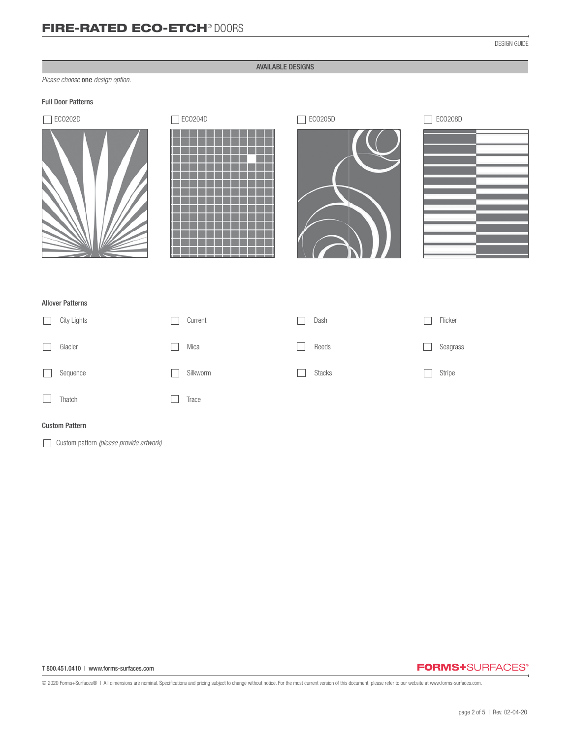# FIRE-RATED ECO-ETCH® DOORS

DESIGN GUIDE

## AVAILABLE DESIGNS

*Please choose* **one** *design option.*

### Full Door Patterns

- ☐ ECO202D
- ☐ ECO204D
- ☐ ECO205D
- ☐ ECO208D

### Allover Patterns

- ☐ City Lights
- ☐ Current
- ☐ Dash
- ☐ Flicker
- ☐ Glacier
- ☐ Mica
- ☐ Reeds
- ☐ Seagrass
- ☐ Sequence
- ☐ Silkworm
- ☐ Stacks
- ☐ Stripe
- ☐ Thatch
- ☐ Trace

### Custom Pattern

- ☐ Custom pattern *(please provide artwork)*

T 800.451.0410 | www.forms-surfaces.com

FORMS+SURFACES®

© 2020 Forms+Surfaces® | All dimensions are nominal. Specifications and pricing subject to change without notice. For the most current version of this document, please refer to our website at www.forms-surfaces.com.

Rev. 02-04-20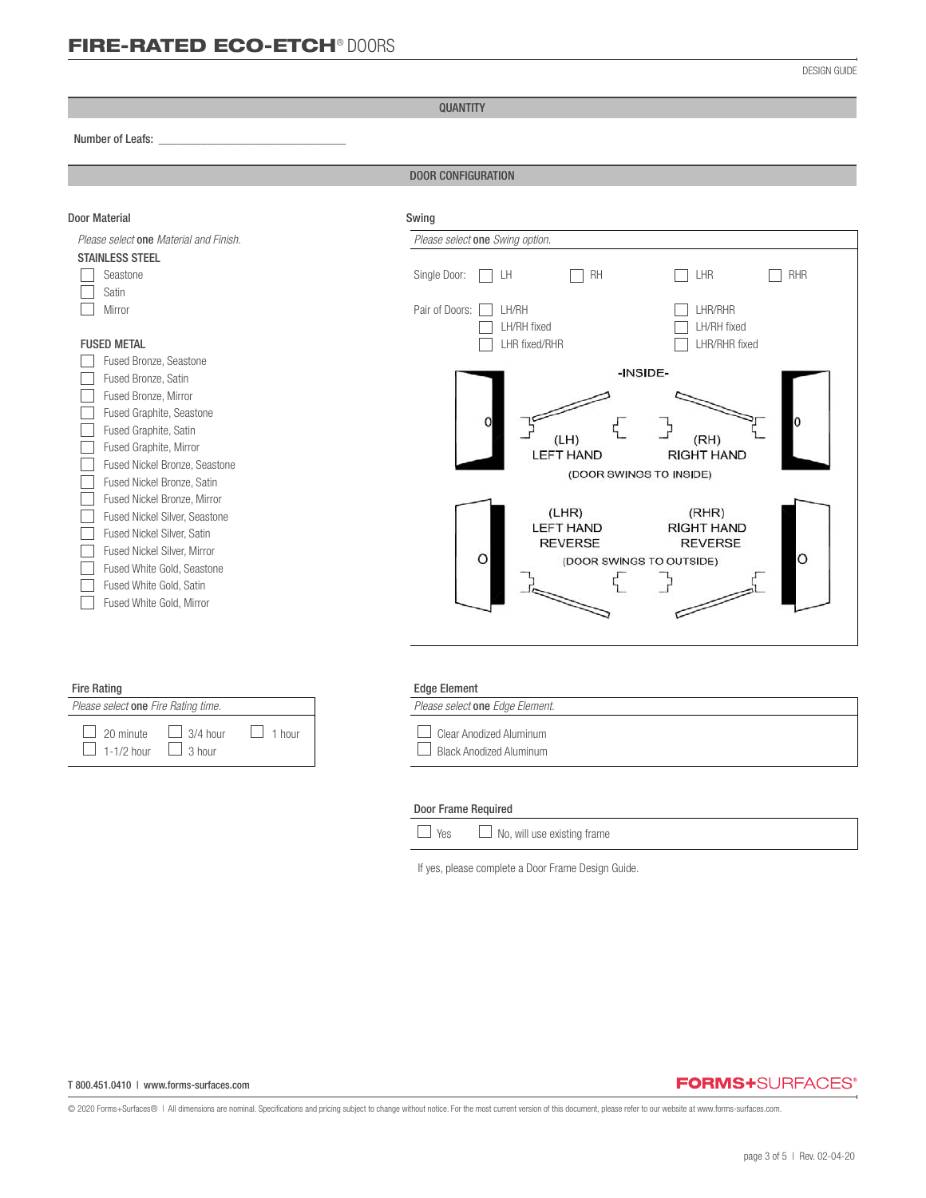# FIRE-RATED ECO-ETCH® DOORS

DESIGN GUIDE

## QUANTITY

Number of Leafs: ______________________________

## DOOR CONFIGURATION

### Door Material

*Please select* **one** *Material and Finish.*

**STAINLESS STEEL**

- ☐ Seastone
- ☐ Satin
- ☐ Mirror

**FUSED METAL**

- ☐ Fused Bronze, Seastone
- ☐ Fused Bronze, Satin
- ☐ Fused Bronze, Mirror
- ☐ Fused Graphite, Seastone
- ☐ Fused Graphite, Satin
- ☐ Fused Graphite, Mirror
- ☐ Fused Nickel Bronze, Seastone
- ☐ Fused Nickel Bronze, Satin
- ☐ Fused Nickel Bronze, Mirror
- ☐ Fused Nickel Silver, Seastone
- ☐ Fused Nickel Silver, Satin
- ☐ Fused Nickel Silver, Mirror
- ☐ Fused White Gold, Seastone
- ☐ Fused White Gold, Satin
- ☐ Fused White Gold, Mirror

### Swing

*Please select* **one** *Swing option.*

Single Door: ☐ LH ☐ RH ☐ LHR ☐ RHR

Pair of Doors:
- ☐ LH/RH
- ☐ LH/RH fixed
- ☐ LHR fixed/RHR
- ☐ LHR/RHR
- ☐ LHR/RHR fixed
- ☐ LHR/RHR fixed

-INSIDE-

(LH) LEFT HAND | (RH) RIGHT HAND

(DOOR SWINGS TO INSIDE)

(LHR) LEFT HAND REVERSE | (RHR) RIGHT HAND REVERSE

(DOOR SWINGS TO OUTSIDE)

### Fire Rating

*Please select* **one** *Fire Rating time.*

☐ 20 minute ☐ 3/4 hour ☐ 1 hour
☐ 1-1/2 hour ☐ 3 hour

### Edge Element

*Please select* **one** *Edge Element.*

- ☐ Clear Anodized Aluminum
- ☐ Black Anodized Aluminum

### Door Frame Required

☐ Yes ☐ No, will use existing frame

If yes, please complete a Door Frame Design Guide.

T 800.451.0410 | www.forms-surfaces.com

FORMS+SURFACES®

© 2020 Forms+Surfaces® | All dimensions are nominal. Specifications and pricing subject to change without notice. For the most current version of this document, please refer to our website at www.forms-surfaces.com.

Rev. 02-04-20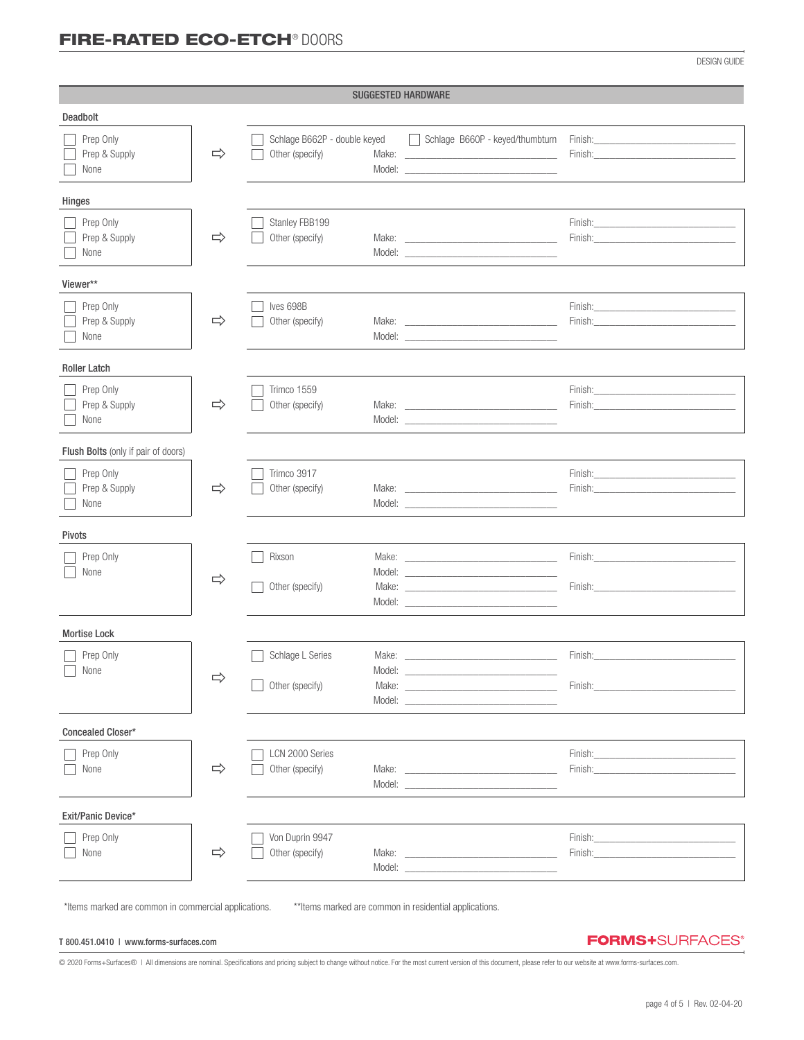## SUGGESTED HARDWARE

### Deadbolt

- ☐ Prep Only
- ☐ Prep & Supply
- ☐ None

⇨

- ☐ Schlage B662P - double keyed — Finish: ______
- ☐ Schlage B660P - keyed/thumbturn
- ☐ Other (specify) — Make: ______ Model: ______ — Finish: ______

### Hinges

- ☐ Prep Only
- ☐ Prep & Supply
- ☐ None

⇨

- ☐ Stanley FBB199 — Finish: ______
- ☐ Other (specify) — Make: ______ Model: ______ — Finish: ______

### Viewer**

- ☐ Prep Only
- ☐ Prep & Supply
- ☐ None

⇨

- ☐ Ives 698B — Finish: ______
- ☐ Other (specify) — Make: ______ Model: ______ — Finish: ______

### Roller Latch

- ☐ Prep Only
- ☐ Prep & Supply
- ☐ None

⇨

- ☐ Trimco 1559 — Finish: ______
- ☐ Other (specify) — Make: ______ Model: ______ — Finish: ______

### Flush Bolts (only if pair of doors)

- ☐ Prep Only
- ☐ Prep & Supply
- ☐ None

⇨

- ☐ Trimco 3917 — Finish: ______
- ☐ Other (specify) — Make: ______ Model: ______ — Finish: ______

### Pivots

- ☐ Prep Only
- ☐ None

⇨

- ☐ Rixson — Make: ______ Model: ______ — Finish: ______
- ☐ Other (specify) — Make: ______ Model: ______ — Finish: ______

### Mortise Lock

- ☐ Prep Only
- ☐ None

⇨

- ☐ Schlage L Series — Make: ______ Model: ______ — Finish: ______
- ☐ Other (specify) — Make: ______ Model: ______ — Finish: ______

### Concealed Closer*

- ☐ Prep Only
- ☐ None

⇨

- ☐ LCN 2000 Series — Finish: ______
- ☐ Other (specify) — Make: ______ Model: ______ — Finish: ______

### Exit/Panic Device*

- ☐ Prep Only
- ☐ None

⇨

- ☐ Von Duprin 9947 — Finish: ______
- ☐ Other (specify) — Make: ______ Model: ______ — Finish: ______

*Items marked are common in commercial applications. **Items marked are common in residential applications.

T 800.451.0410 | www.forms-surfaces.com

FORMS+SURFACES®

© 2020 Forms+Surfaces® | All dimensions are nominal. Specifications and pricing subject to change without notice. For the most current version of this document, please refer to our website at www.forms-surfaces.com.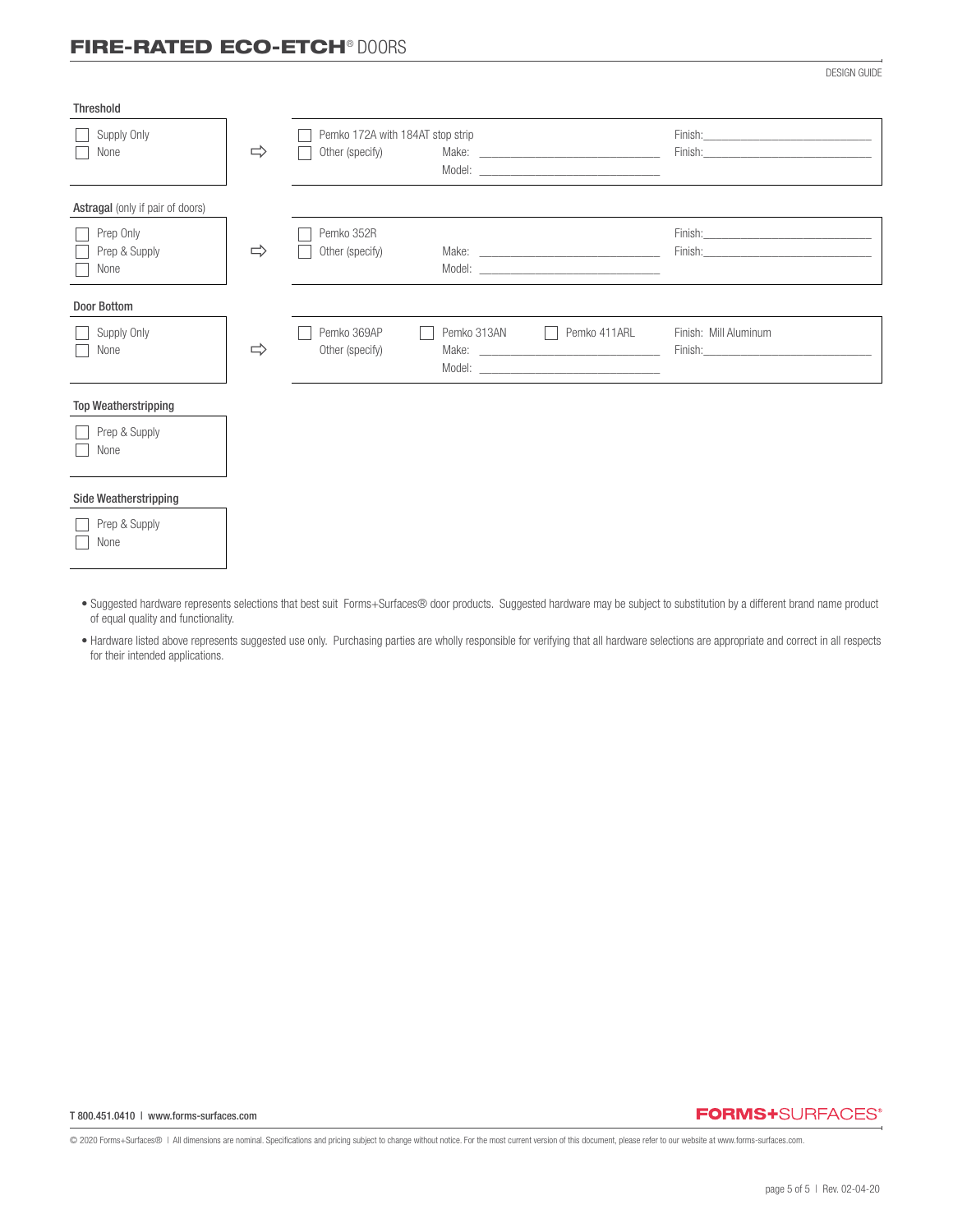## Threshold

| | | | |
|---|---|---|---|
| ☐ Supply Only<br>☐ None | ⇨ | ☐ Pemko 172A with 184AT stop strip<br>☐ Other (specify) Make: ______ Model: ______ | Finish: ______<br>Finish: ______ |

## Astragal (only if pair of doors)

| | | | |
|---|---|---|---|
| ☐ Prep Only<br>☐ Prep & Supply<br>☐ None | ⇨ | ☐ Pemko 352R<br>☐ Other (specify) Make: ______ Model: ______ | Finish: ______<br>Finish: ______ |

## Door Bottom

| | | | |
|---|---|---|---|
| ☐ Supply Only<br>☐ None | ⇨ | ☐ Pemko 369AP ☐ Pemko 313AN ☐ Pemko 411ARL<br>Other (specify) Make: ______ Model: ______ | Finish: Mill Aluminum<br>Finish: ______ |

## Top Weatherstripping

- ☐ Prep & Supply
- ☐ None

## Side Weatherstripping

- ☐ Prep & Supply
- ☐ None

- Suggested hardware represents selections that best suit Forms+Surfaces® door products. Suggested hardware may be subject to substitution by a different brand name product of equal quality and functionality.
- Hardware listed above represents suggested use only. Purchasing parties are wholly responsible for verifying that all hardware selections are appropriate and correct in all respects for their intended applications.